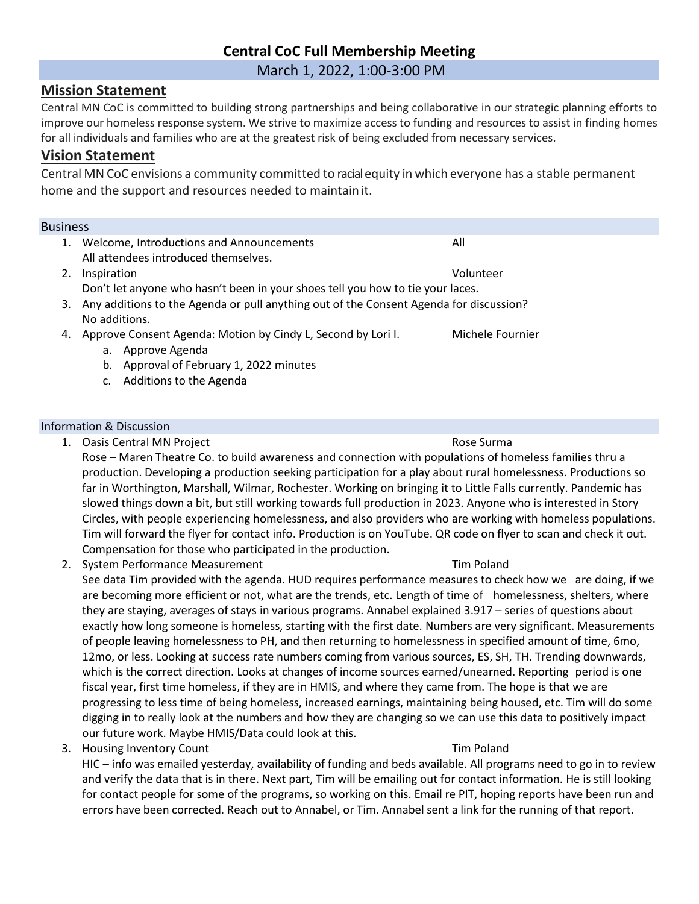# Central CoC Full Membership Meeting

March 1, 2022, 1:00-3:00 PM

## Mission Statement

Central MN CoC is committed to building strong partnerships and being collaborative in our strategic planning efforts to improve our homeless response system. We strive to maximize access to funding and resources to assist in finding homes for all individuals and families who are at the greatest risk of being excluded from necessary services.

## Vision Statement

Central MN CoC envisions a community committed to racial equity in which everyone has a stable permanent home and the support and resources needed to maintain it.

### Business

1. Welcome, Introductions and Announcements — All
   All attendees introduced themselves.
2. Inspiration — Volunteer
   Don't let anyone who hasn't been in your shoes tell you how to tie your laces.
3. Any additions to the Agenda or pull anything out of the Consent Agenda for discussion?
   No additions.
4. Approve Consent Agenda: Motion by Cindy L, Second by Lori I. — Michele Fournier
   a. Approve Agenda
   b. Approval of February 1, 2022 minutes
   c. Additions to the Agenda

### Information & Discussion

1. Oasis Central MN Project — Rose Surma
   Rose – Maren Theatre Co. to build awareness and connection with populations of homeless families thru a production. Developing a production seeking participation for a play about rural homelessness. Productions so far in Worthington, Marshall, Wilmar, Rochester. Working on bringing it to Little Falls currently. Pandemic has slowed things down a bit, but still working towards full production in 2023. Anyone who is interested in Story Circles, with people experiencing homelessness, and also providers who are working with homeless populations. Tim will forward the flyer for contact info. Production is on YouTube. QR code on flyer to scan and check it out. Compensation for those who participated in the production.
2. System Performance Measurement — Tim Poland
   See data Tim provided with the agenda. HUD requires performance measures to check how we are doing, if we are becoming more efficient or not, what are the trends, etc. Length of time of homelessness, shelters, where they are staying, averages of stays in various programs. Annabel explained 3.917 – series of questions about exactly how long someone is homeless, starting with the first date. Numbers are very significant. Measurements of people leaving homelessness to PH, and then returning to homelessness in specified amount of time, 6mo, 12mo, or less. Looking at success rate numbers coming from various sources, ES, SH, TH. Trending downwards, which is the correct direction. Looks at changes of income sources earned/unearned. Reporting period is one fiscal year, first time homeless, if they are in HMIS, and where they came from. The hope is that we are progressing to less time of being homeless, increased earnings, maintaining being housed, etc. Tim will do some digging in to really look at the numbers and how they are changing so we can use this data to positively impact our future work. Maybe HMIS/Data could look at this.
3. Housing Inventory Count — Tim Poland
   HIC – info was emailed yesterday, availability of funding and beds available. All programs need to go in to review and verify the data that is in there. Next part, Tim will be emailing out for contact information. He is still looking for contact people for some of the programs, so working on this. Email re PIT, hoping reports have been run and errors have been corrected. Reach out to Annabel, or Tim. Annabel sent a link for the running of that report.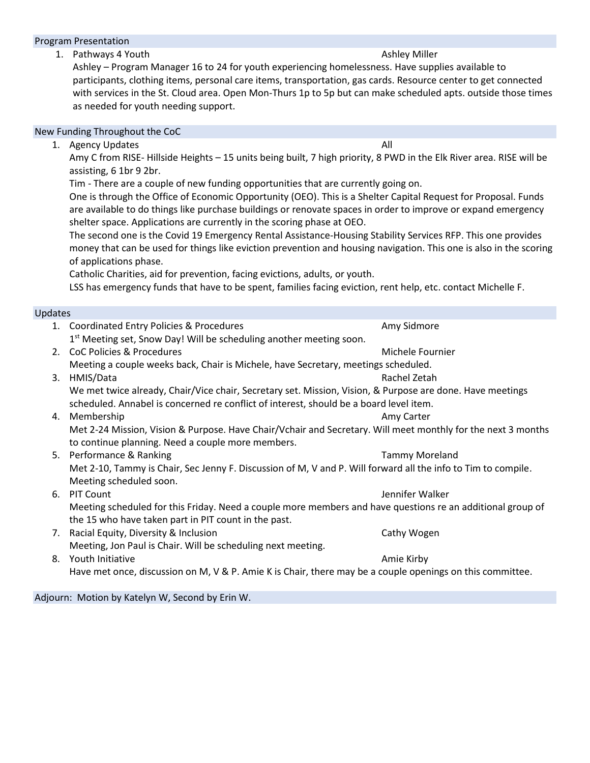## Program Presentation

1. Pathways 4 Youth — Ashley Miller

   Ashley – Program Manager 16 to 24 for youth experiencing homelessness. Have supplies available to participants, clothing items, personal care items, transportation, gas cards. Resource center to get connected with services in the St. Cloud area. Open Mon-Thurs 1p to 5p but can make scheduled apts. outside those times as needed for youth needing support.

## New Funding Throughout the CoC

1. Agency Updates — All

   Amy C from RISE- Hillside Heights – 15 units being built, 7 high priority, 8 PWD in the Elk River area. RISE will be assisting, 6 1br 9 2br.

   Tim - There are a couple of new funding opportunities that are currently going on.

   One is through the Office of Economic Opportunity (OEO). This is a Shelter Capital Request for Proposal. Funds are available to do things like purchase buildings or renovate spaces in order to improve or expand emergency shelter space. Applications are currently in the scoring phase at OEO.

   The second one is the Covid 19 Emergency Rental Assistance-Housing Stability Services RFP. This one provides money that can be used for things like eviction prevention and housing navigation. This one is also in the scoring of applications phase.

   Catholic Charities, aid for prevention, facing evictions, adults, or youth.

   LSS has emergency funds that have to be spent, families facing eviction, rent help, etc. contact Michelle F.

## Updates

1. Coordinated Entry Policies & Procedures — Amy Sidmore

   1st Meeting set, Snow Day! Will be scheduling another meeting soon.

2. CoC Policies & Procedures — Michele Fournier

   Meeting a couple weeks back, Chair is Michele, have Secretary, meetings scheduled.

3. HMIS/Data — Rachel Zetah

   We met twice already, Chair/Vice chair, Secretary set. Mission, Vision, & Purpose are done. Have meetings scheduled. Annabel is concerned re conflict of interest, should be a board level item.

4. Membership — Amy Carter

   Met 2-24 Mission, Vision & Purpose. Have Chair/Vchair and Secretary. Will meet monthly for the next 3 months to continue planning. Need a couple more members.

5. Performance & Ranking — Tammy Moreland

   Met 2-10, Tammy is Chair, Sec Jenny F. Discussion of M, V and P. Will forward all the info to Tim to compile. Meeting scheduled soon.

6. PIT Count — Jennifer Walker

   Meeting scheduled for this Friday. Need a couple more members and have questions re an additional group of the 15 who have taken part in PIT count in the past.

7. Racial Equity, Diversity & Inclusion — Cathy Wogen

   Meeting, Jon Paul is Chair. Will be scheduling next meeting.

8. Youth Initiative — Amie Kirby

   Have met once, discussion on M, V & P. Amie K is Chair, there may be a couple openings on this committee.

Adjourn: Motion by Katelyn W, Second by Erin W.